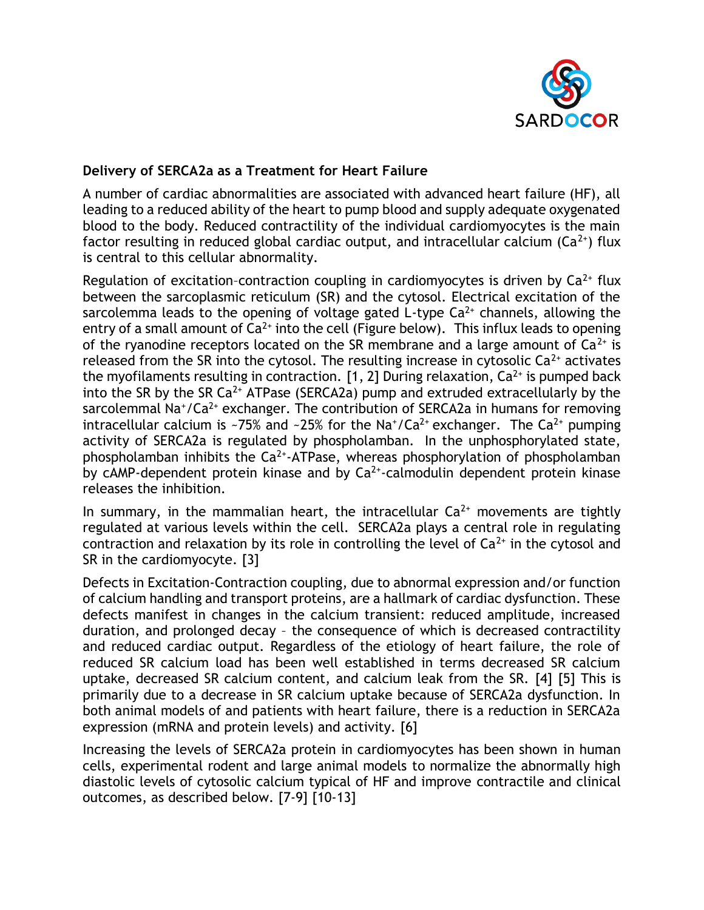## Delivery of SERCA2a as a Treatment for Heart Failure

A number of cardiac abnormalities are associated with advanced heart failure (HF), all leading to a reduced ability of the heart to pump blood and supply adequate oxygenated blood to the body. Reduced contractility of the individual cardiomyocytes is the main factor resulting in reduced global cardiac output, and intracellular calcium ($Ca^{2+}$) flux is central to this cellular abnormality.

Regulation of excitation–contraction coupling in cardiomyocytes is driven by $Ca^{2+}$ flux between the sarcoplasmic reticulum (SR) and the cytosol. Electrical excitation of the sarcolemma leads to the opening of voltage gated L-type $Ca^{2+}$ channels, allowing the entry of a small amount of $Ca^{2+}$ into the cell (Figure below). This influx leads to opening of the ryanodine receptors located on the SR membrane and a large amount of $Ca^{2+}$ is released from the SR into the cytosol. The resulting increase in cytosolic $Ca^{2+}$ activates the myofilaments resulting in contraction. [1, 2] During relaxation, $Ca^{2+}$ is pumped back into the SR by the SR $Ca^{2+}$ ATPase (SERCA2a) pump and extruded extracellularly by the sarcolemmal $Na^{+}/Ca^{2+}$ exchanger. The contribution of SERCA2a in humans for removing intracellular calcium is ~75% and ~25% for the $Na^{+}/Ca^{2+}$ exchanger. The $Ca^{2+}$ pumping activity of SERCA2a is regulated by phospholamban. In the unphosphorylated state, phospholamban inhibits the $Ca^{2+}$-ATPase, whereas phosphorylation of phospholamban by cAMP-dependent protein kinase and by $Ca^{2+}$-calmodulin dependent protein kinase releases the inhibition.

In summary, in the mammalian heart, the intracellular $Ca^{2+}$ movements are tightly regulated at various levels within the cell. SERCA2a plays a central role in regulating contraction and relaxation by its role in controlling the level of $Ca^{2+}$ in the cytosol and SR in the cardiomyocyte. [3]

Defects in Excitation-Contraction coupling, due to abnormal expression and/or function of calcium handling and transport proteins, are a hallmark of cardiac dysfunction. These defects manifest in changes in the calcium transient: reduced amplitude, increased duration, and prolonged decay – the consequence of which is decreased contractility and reduced cardiac output. Regardless of the etiology of heart failure, the role of reduced SR calcium load has been well established in terms decreased SR calcium uptake, decreased SR calcium content, and calcium leak from the SR. [4] [5] This is primarily due to a decrease in SR calcium uptake because of SERCA2a dysfunction. In both animal models of and patients with heart failure, there is a reduction in SERCA2a expression (mRNA and protein levels) and activity. [6]

Increasing the levels of SERCA2a protein in cardiomyocytes has been shown in human cells, experimental rodent and large animal models to normalize the abnormally high diastolic levels of cytosolic calcium typical of HF and improve contractile and clinical outcomes, as described below. [7-9] [10-13]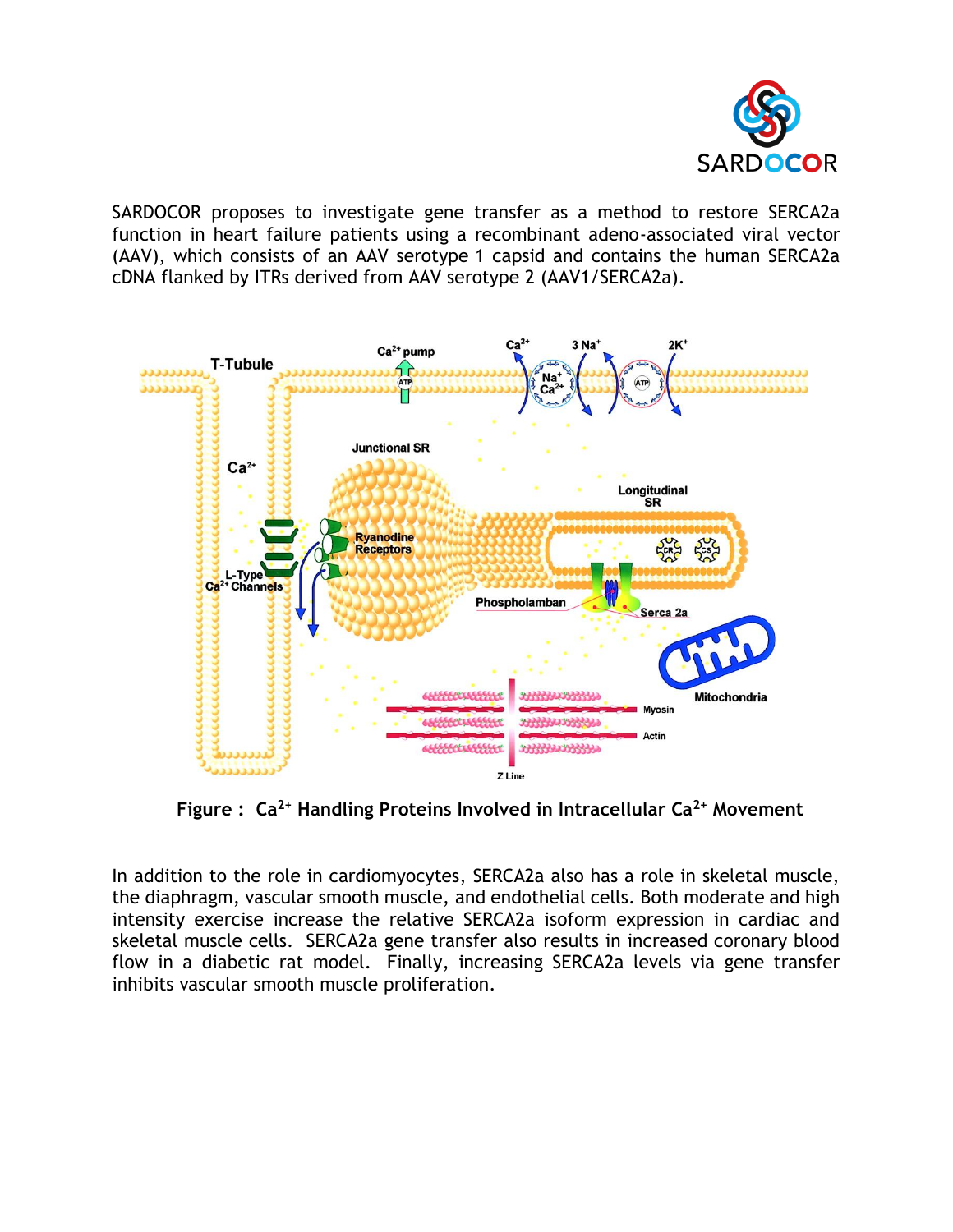SARDOCOR proposes to investigate gene transfer as a method to restore SERCA2a function in heart failure patients using a recombinant adeno-associated viral vector (AAV), which consists of an AAV serotype 1 capsid and contains the human SERCA2a cDNA flanked by ITRs derived from AAV serotype 2 (AAV1/SERCA2a).

**Figure : $Ca^{2+}$ Handling Proteins Involved in Intracellular $Ca^{2+}$ Movement**

In addition to the role in cardiomyocytes, SERCA2a also has a role in skeletal muscle, the diaphragm, vascular smooth muscle, and endothelial cells. Both moderate and high intensity exercise increase the relative SERCA2a isoform expression in cardiac and skeletal muscle cells. SERCA2a gene transfer also results in increased coronary blood flow in a diabetic rat model. Finally, increasing SERCA2a levels via gene transfer inhibits vascular smooth muscle proliferation.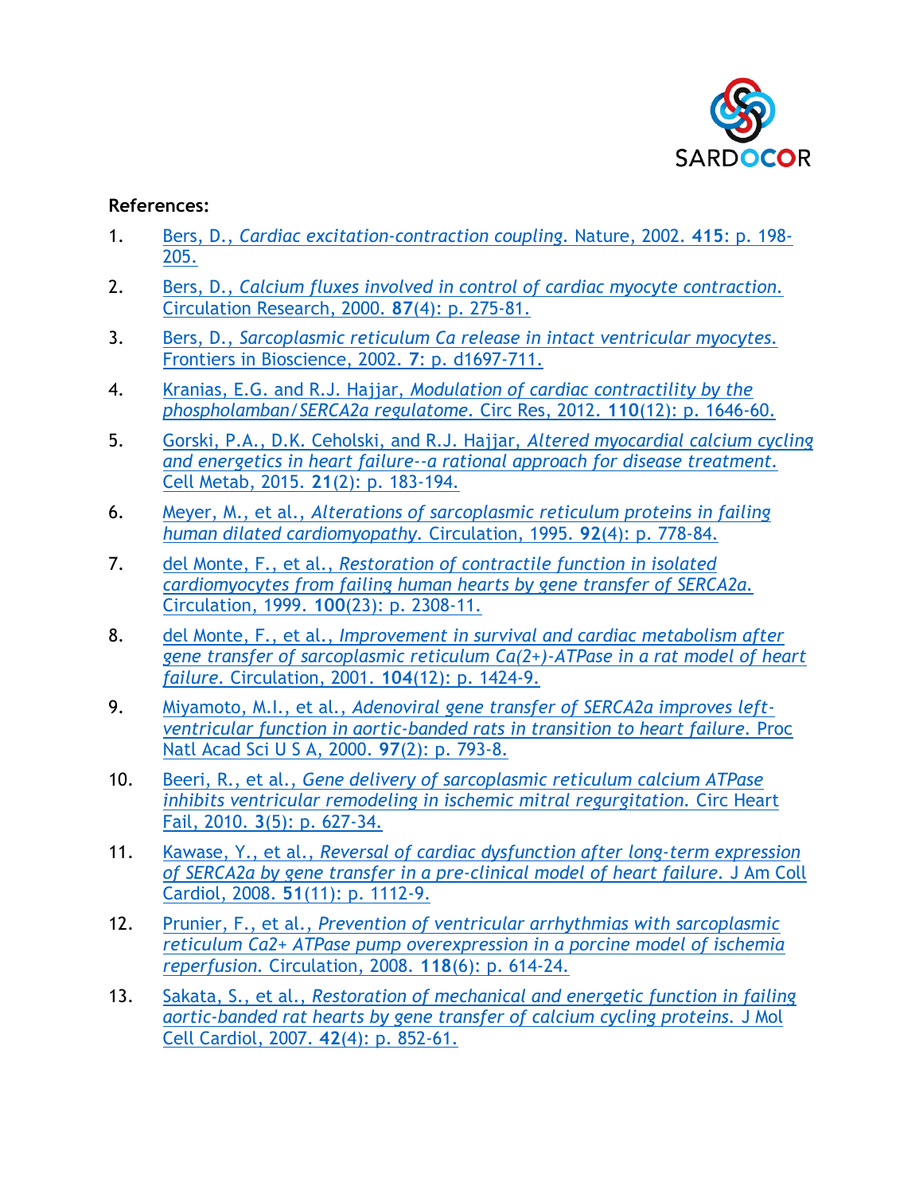**References:**

1. Bers, D., *Cardiac excitation-contraction coupling.* Nature, 2002. **415**: p. 198-205.
2. Bers, D., *Calcium fluxes involved in control of cardiac myocyte contraction.* Circulation Research, 2000. **87**(4): p. 275-81.
3. Bers, D., *Sarcoplasmic reticulum Ca release in intact ventricular myocytes.* Frontiers in Bioscience, 2002. **7**: p. d1697-711.
4. Kranias, E.G. and R.J. Hajjar, *Modulation of cardiac contractility by the phospholamban/SERCA2a regulatome.* Circ Res, 2012. **110**(12): p. 1646-60.
5. Gorski, P.A., D.K. Ceholski, and R.J. Hajjar, *Altered myocardial calcium cycling and energetics in heart failure--a rational approach for disease treatment.* Cell Metab, 2015. **21**(2): p. 183-194.
6. Meyer, M., et al., *Alterations of sarcoplasmic reticulum proteins in failing human dilated cardiomyopathy.* Circulation, 1995. **92**(4): p. 778-84.
7. del Monte, F., et al., *Restoration of contractile function in isolated cardiomyocytes from failing human hearts by gene transfer of SERCA2a.* Circulation, 1999. **100**(23): p. 2308-11.
8. del Monte, F., et al., *Improvement in survival and cardiac metabolism after gene transfer of sarcoplasmic reticulum Ca(2+)-ATPase in a rat model of heart failure.* Circulation, 2001. **104**(12): p. 1424-9.
9. Miyamoto, M.I., et al., *Adenoviral gene transfer of SERCA2a improves left-ventricular function in aortic-banded rats in transition to heart failure.* Proc Natl Acad Sci U S A, 2000. **97**(2): p. 793-8.
10. Beeri, R., et al., *Gene delivery of sarcoplasmic reticulum calcium ATPase inhibits ventricular remodeling in ischemic mitral regurgitation.* Circ Heart Fail, 2010. **3**(5): p. 627-34.
11. Kawase, Y., et al., *Reversal of cardiac dysfunction after long-term expression of SERCA2a by gene transfer in a pre-clinical model of heart failure.* J Am Coll Cardiol, 2008. **51**(11): p. 1112-9.
12. Prunier, F., et al., *Prevention of ventricular arrhythmias with sarcoplasmic reticulum Ca2+ ATPase pump overexpression in a porcine model of ischemia reperfusion.* Circulation, 2008. **118**(6): p. 614-24.
13. Sakata, S., et al., *Restoration of mechanical and energetic function in failing aortic-banded rat hearts by gene transfer of calcium cycling proteins.* J Mol Cell Cardiol, 2007. **42**(4): p. 852-61.